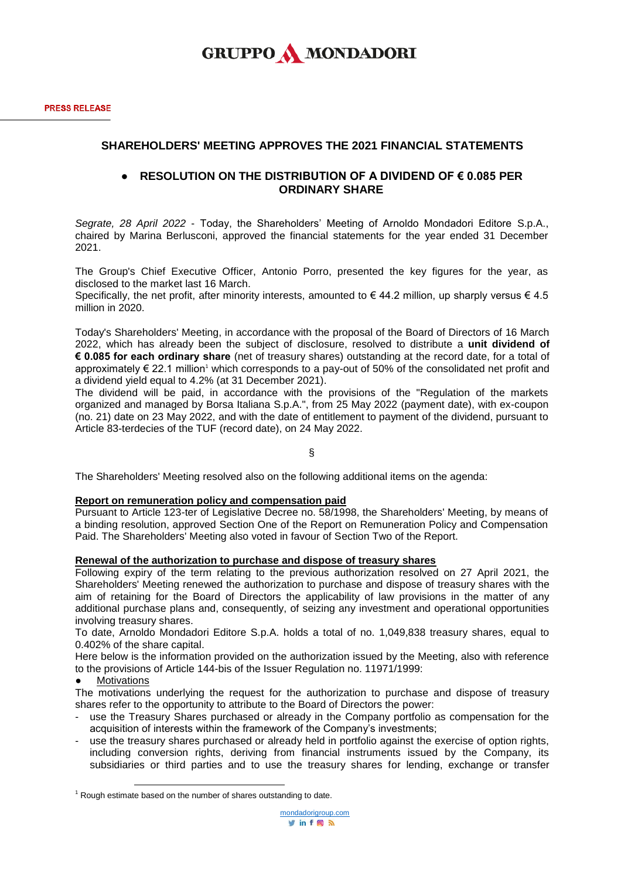GRUPPO MONDADORI

**PRESS RELEASE**

## SHAREHOLDERS' MEETING APPROVES THE 2021 FINANCIAL STATEMENTS

- **RESOLUTION ON THE DISTRIBUTION OF A DIVIDEND OF € 0.085 PER ORDINARY SHARE**

*Segrate, 28 April 2022* - Today, the Shareholders' Meeting of Arnoldo Mondadori Editore S.p.A., chaired by Marina Berlusconi, approved the financial statements for the year ended 31 December 2021.

The Group's Chief Executive Officer, Antonio Porro, presented the key figures for the year, as disclosed to the market last 16 March.

Specifically, the net profit, after minority interests, amounted to € 44.2 million, up sharply versus € 4.5 million in 2020.

Today's Shareholders' Meeting, in accordance with the proposal of the Board of Directors of 16 March 2022, which has already been the subject of disclosure, resolved to distribute a **unit dividend of € 0.085 for each ordinary share** (net of treasury shares) outstanding at the record date, for a total of approximately € 22.1 million[1] which corresponds to a pay-out of 50% of the consolidated net profit and a dividend yield equal to 4.2% (at 31 December 2021).

The dividend will be paid, in accordance with the provisions of the "Regulation of the markets organized and managed by Borsa Italiana S.p.A.", from 25 May 2022 (payment date), with ex-coupon (no. 21) date on 23 May 2022, and with the date of entitlement to payment of the dividend, pursuant to Article 83-terdecies of the TUF (record date), on 24 May 2022.

§

The Shareholders' Meeting resolved also on the following additional items on the agenda:

**Report on remuneration policy and compensation paid**

Pursuant to Article 123-ter of Legislative Decree no. 58/1998, the Shareholders' Meeting, by means of a binding resolution, approved Section One of the Report on Remuneration Policy and Compensation Paid. The Shareholders' Meeting also voted in favour of Section Two of the Report.

**Renewal of the authorization to purchase and dispose of treasury shares**

Following expiry of the term relating to the previous authorization resolved on 27 April 2021, the Shareholders' Meeting renewed the authorization to purchase and dispose of treasury shares with the aim of retaining for the Board of Directors the applicability of law provisions in the matter of any additional purchase plans and, consequently, of seizing any investment and operational opportunities involving treasury shares.

To date, Arnoldo Mondadori Editore S.p.A. holds a total of no. 1,049,838 treasury shares, equal to 0.402% of the share capital.

Here below is the information provided on the authorization issued by the Meeting, also with reference to the provisions of Article 144-bis of the Issuer Regulation no. 11971/1999:

- Motivations

The motivations underlying the request for the authorization to purchase and dispose of treasury shares refer to the opportunity to attribute to the Board of Directors the power:

- use the Treasury Shares purchased or already in the Company portfolio as compensation for the acquisition of interests within the framework of the Company's investments;
- use the treasury shares purchased or already held in portfolio against the exercise of option rights, including conversion rights, deriving from financial instruments issued by the Company, its subsidiaries or third parties and to use the treasury shares for lending, exchange or transfer

[1] Rough estimate based on the number of shares outstanding to date.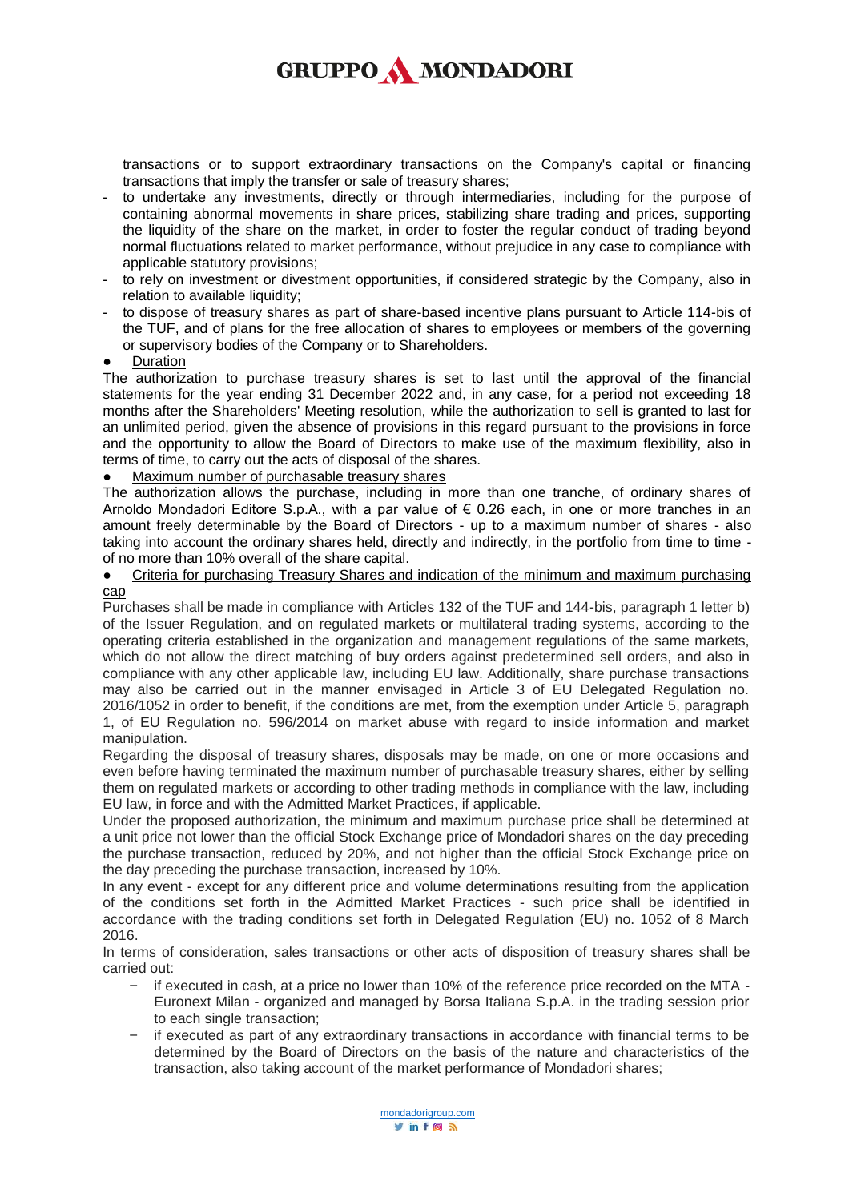transactions or to support extraordinary transactions on the Company's capital or financing transactions that imply the transfer or sale of treasury shares;

- to undertake any investments, directly or through intermediaries, including for the purpose of containing abnormal movements in share prices, stabilizing share trading and prices, supporting the liquidity of the share on the market, in order to foster the regular conduct of trading beyond normal fluctuations related to market performance, without prejudice in any case to compliance with applicable statutory provisions;
- to rely on investment or divestment opportunities, if considered strategic by the Company, also in relation to available liquidity;
- to dispose of treasury shares as part of share-based incentive plans pursuant to Article 114-bis of the TUF, and of plans for the free allocation of shares to employees or members of the governing or supervisory bodies of the Company or to Shareholders.

● Duration

The authorization to purchase treasury shares is set to last until the approval of the financial statements for the year ending 31 December 2022 and, in any case, for a period not exceeding 18 months after the Shareholders' Meeting resolution, while the authorization to sell is granted to last for an unlimited period, given the absence of provisions in this regard pursuant to the provisions in force and the opportunity to allow the Board of Directors to make use of the maximum flexibility, also in terms of time, to carry out the acts of disposal of the shares.

● Maximum number of purchasable treasury shares

The authorization allows the purchase, including in more than one tranche, of ordinary shares of Arnoldo Mondadori Editore S.p.A., with a par value of € 0.26 each, in one or more tranches in an amount freely determinable by the Board of Directors - up to a maximum number of shares - also taking into account the ordinary shares held, directly and indirectly, in the portfolio from time to time - of no more than 10% overall of the share capital.

● Criteria for purchasing Treasury Shares and indication of the minimum and maximum purchasing cap

Purchases shall be made in compliance with Articles 132 of the TUF and 144-bis, paragraph 1 letter b) of the Issuer Regulation, and on regulated markets or multilateral trading systems, according to the operating criteria established in the organization and management regulations of the same markets, which do not allow the direct matching of buy orders against predetermined sell orders, and also in compliance with any other applicable law, including EU law. Additionally, share purchase transactions may also be carried out in the manner envisaged in Article 3 of EU Delegated Regulation no. 2016/1052 in order to benefit, if the conditions are met, from the exemption under Article 5, paragraph 1, of EU Regulation no. 596/2014 on market abuse with regard to inside information and market manipulation.

Regarding the disposal of treasury shares, disposals may be made, on one or more occasions and even before having terminated the maximum number of purchasable treasury shares, either by selling them on regulated markets or according to other trading methods in compliance with the law, including EU law, in force and with the Admitted Market Practices, if applicable.

Under the proposed authorization, the minimum and maximum purchase price shall be determined at a unit price not lower than the official Stock Exchange price of Mondadori shares on the day preceding the purchase transaction, reduced by 20%, and not higher than the official Stock Exchange price on the day preceding the purchase transaction, increased by 10%.

In any event - except for any different price and volume determinations resulting from the application of the conditions set forth in the Admitted Market Practices - such price shall be identified in accordance with the trading conditions set forth in Delegated Regulation (EU) no. 1052 of 8 March 2016.

In terms of consideration, sales transactions or other acts of disposition of treasury shares shall be carried out:

- if executed in cash, at a price no lower than 10% of the reference price recorded on the MTA - Euronext Milan - organized and managed by Borsa Italiana S.p.A. in the trading session prior to each single transaction;
- if executed as part of any extraordinary transactions in accordance with financial terms to be determined by the Board of Directors on the basis of the nature and characteristics of the transaction, also taking account of the market performance of Mondadori shares;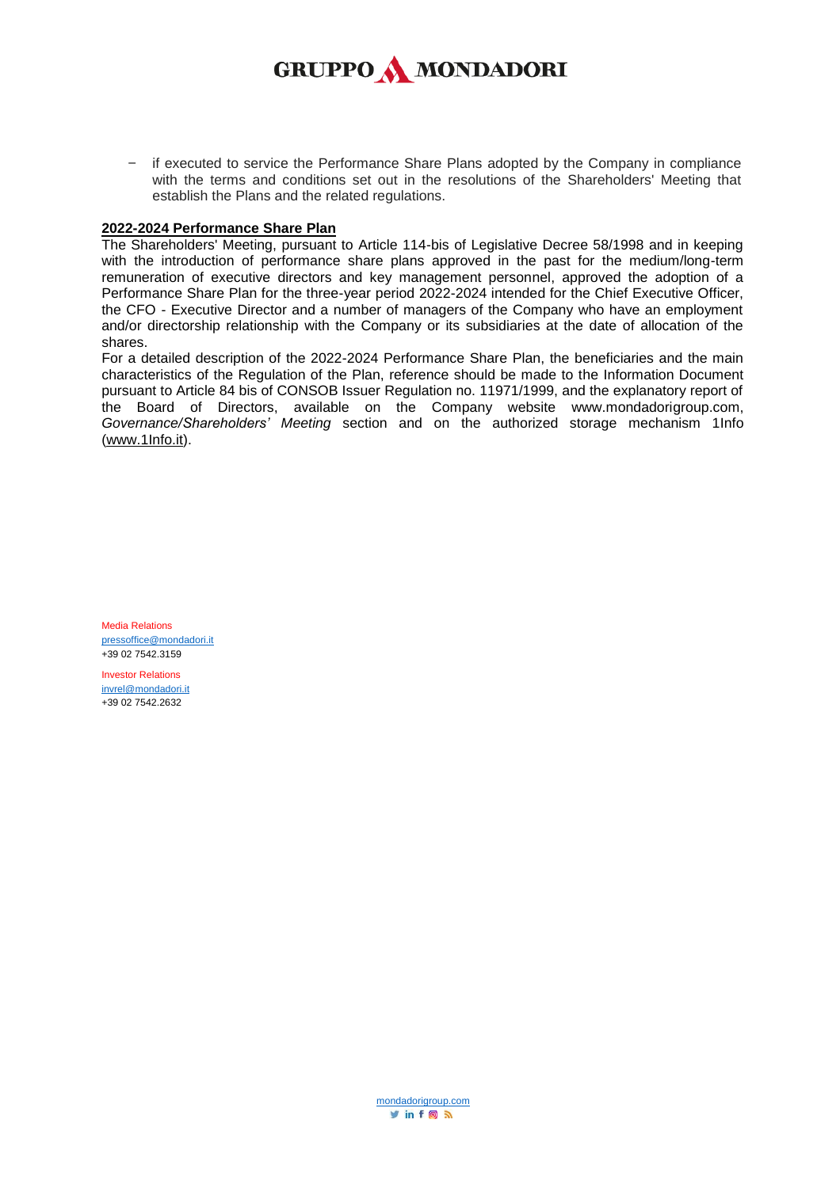- if executed to service the Performance Share Plans adopted by the Company in compliance with the terms and conditions set out in the resolutions of the Shareholders' Meeting that establish the Plans and the related regulations.

**2022-2024 Performance Share Plan**

The Shareholders' Meeting, pursuant to Article 114-bis of Legislative Decree 58/1998 and in keeping with the introduction of performance share plans approved in the past for the medium/long-term remuneration of executive directors and key management personnel, approved the adoption of a Performance Share Plan for the three-year period 2022-2024 intended for the Chief Executive Officer, the CFO - Executive Director and a number of managers of the Company who have an employment and/or directorship relationship with the Company or its subsidiaries at the date of allocation of the shares.

For a detailed description of the 2022-2024 Performance Share Plan, the beneficiaries and the main characteristics of the Regulation of the Plan, reference should be made to the Information Document pursuant to Article 84 bis of CONSOB Issuer Regulation no. 11971/1999, and the explanatory report of the Board of Directors, available on the Company website www.mondadorigroup.com, *Governance/Shareholders' Meeting* section and on the authorized storage mechanism 1Info (www.1Info.it).

Media Relations
pressoffice@mondadori.it
+39 02 7542.3159

Investor Relations
invrel@mondadori.it
+39 02 7542.2632